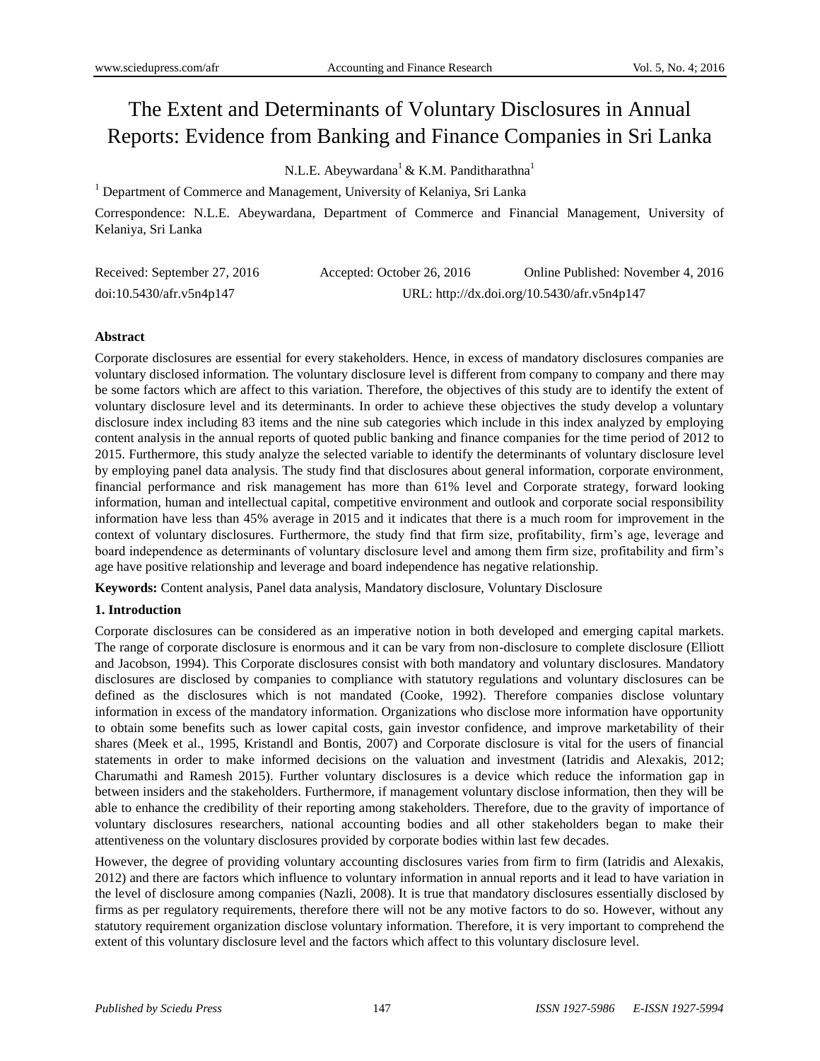# The Extent and Determinants of Voluntary Disclosures in Annual Reports: Evidence from Banking and Finance Companies in Sri Lanka

N.L.E. Abeywardana[1] & K.M. Panditharathna[1]

[1] Department of Commerce and Management, University of Kelaniya, Sri Lanka

Correspondence: N.L.E. Abeywardana, Department of Commerce and Financial Management, University of Kelaniya, Sri Lanka

Received: September 27, 2016 Accepted: October 26, 2016 Online Published: November 4, 2016

doi:10.5430/afr.v5n4p147 URL: http://dx.doi.org/10.5430/afr.v5n4p147

**Abstract**

Corporate disclosures are essential for every stakeholders. Hence, in excess of mandatory disclosures companies are voluntary disclosed information. The voluntary disclosure level is different from company to company and there may be some factors which are affect to this variation. Therefore, the objectives of this study are to identify the extent of voluntary disclosure level and its determinants. In order to achieve these objectives the study develop a voluntary disclosure index including 83 items and the nine sub categories which include in this index analyzed by employing content analysis in the annual reports of quoted public banking and finance companies for the time period of 2012 to 2015. Furthermore, this study analyze the selected variable to identify the determinants of voluntary disclosure level by employing panel data analysis. The study find that disclosures about general information, corporate environment, financial performance and risk management has more than 61% level and Corporate strategy, forward looking information, human and intellectual capital, competitive environment and outlook and corporate social responsibility information have less than 45% average in 2015 and it indicates that there is a much room for improvement in the context of voluntary disclosures. Furthermore, the study find that firm size, profitability, firm's age, leverage and board independence as determinants of voluntary disclosure level and among them firm size, profitability and firm's age have positive relationship and leverage and board independence has negative relationship.

**Keywords:** Content analysis, Panel data analysis, Mandatory disclosure, Voluntary Disclosure

## 1. Introduction

Corporate disclosures can be considered as an imperative notion in both developed and emerging capital markets. The range of corporate disclosure is enormous and it can be vary from non-disclosure to complete disclosure (Elliott and Jacobson, 1994). This Corporate disclosures consist with both mandatory and voluntary disclosures. Mandatory disclosures are disclosed by companies to compliance with statutory regulations and voluntary disclosures can be defined as the disclosures which is not mandated (Cooke, 1992). Therefore companies disclose voluntary information in excess of the mandatory information. Organizations who disclose more information have opportunity to obtain some benefits such as lower capital costs, gain investor confidence, and improve marketability of their shares (Meek et al., 1995, Kristandl and Bontis, 2007) and Corporate disclosure is vital for the users of financial statements in order to make informed decisions on the valuation and investment (Iatridis and Alexakis, 2012; Charumathi and Ramesh 2015). Further voluntary disclosures is a device which reduce the information gap in between insiders and the stakeholders. Furthermore, if management voluntary disclose information, then they will be able to enhance the credibility of their reporting among stakeholders. Therefore, due to the gravity of importance of voluntary disclosures researchers, national accounting bodies and all other stakeholders began to make their attentiveness on the voluntary disclosures provided by corporate bodies within last few decades.

However, the degree of providing voluntary accounting disclosures varies from firm to firm (Iatridis and Alexakis, 2012) and there are factors which influence to voluntary information in annual reports and it lead to have variation in the level of disclosure among companies (Nazli, 2008). It is true that mandatory disclosures essentially disclosed by firms as per regulatory requirements, therefore there will not be any motive factors to do so. However, without any statutory requirement organization disclose voluntary information. Therefore, it is very important to comprehend the extent of this voluntary disclosure level and the factors which affect to this voluntary disclosure level.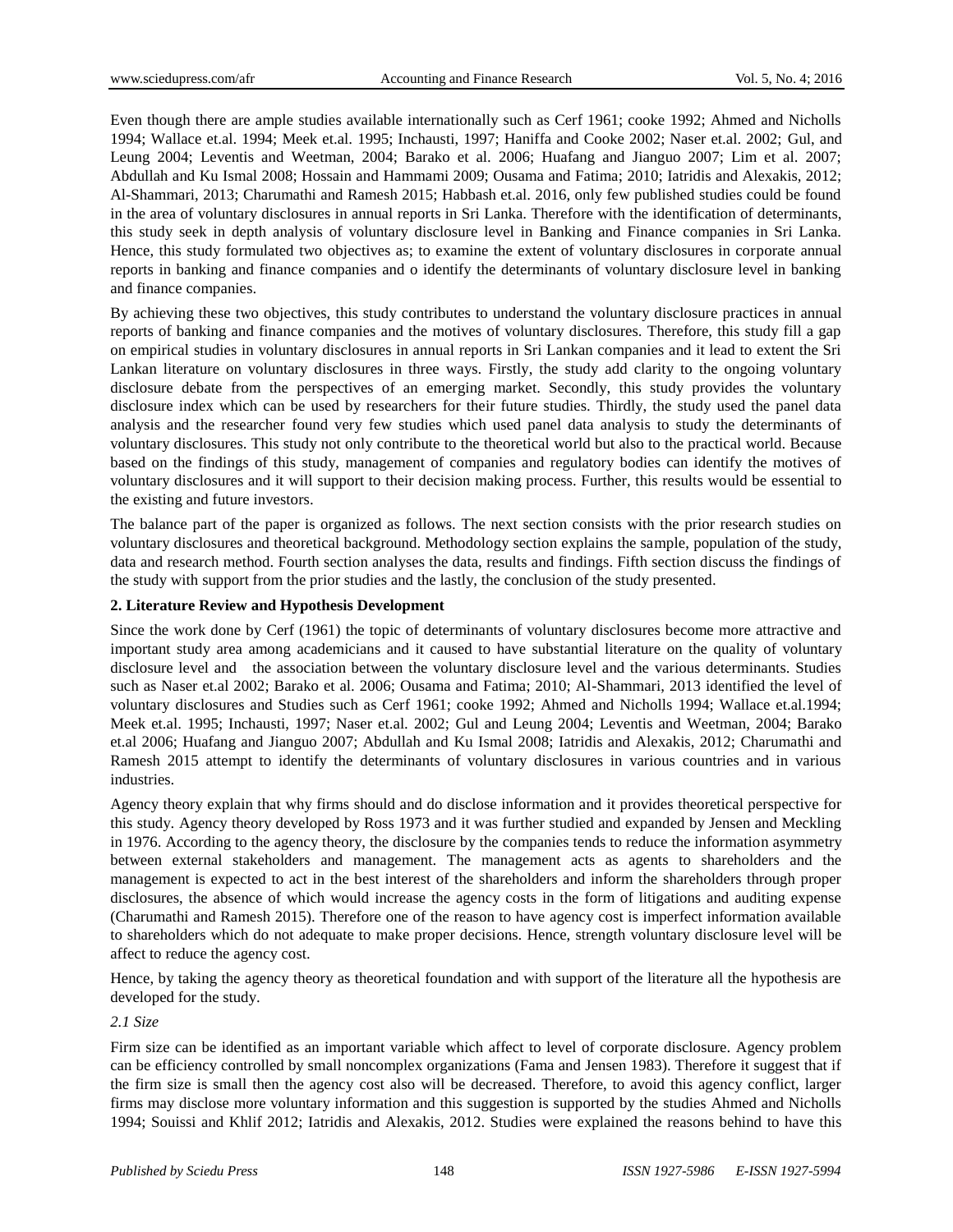Even though there are ample studies available internationally such as Cerf 1961; cooke 1992; Ahmed and Nicholls 1994; Wallace et.al. 1994; Meek et.al. 1995; Inchausti, 1997; Haniffa and Cooke 2002; Naser et.al. 2002; Gul, and Leung 2004; Leventis and Weetman, 2004; Barako et al. 2006; Huafang and Jianguo 2007; Lim et al. 2007; Abdullah and Ku Ismal 2008; Hossain and Hammami 2009; Ousama and Fatima; 2010; Iatridis and Alexakis, 2012; Al-Shammari, 2013; Charumathi and Ramesh 2015; Habbash et.al. 2016, only few published studies could be found in the area of voluntary disclosures in annual reports in Sri Lanka. Therefore with the identification of determinants, this study seek in depth analysis of voluntary disclosure level in Banking and Finance companies in Sri Lanka. Hence, this study formulated two objectives as; to examine the extent of voluntary disclosures in corporate annual reports in banking and finance companies and o identify the determinants of voluntary disclosure level in banking and finance companies.

By achieving these two objectives, this study contributes to understand the voluntary disclosure practices in annual reports of banking and finance companies and the motives of voluntary disclosures. Therefore, this study fill a gap on empirical studies in voluntary disclosures in annual reports in Sri Lankan companies and it lead to extent the Sri Lankan literature on voluntary disclosures in three ways. Firstly, the study add clarity to the ongoing voluntary disclosure debate from the perspectives of an emerging market. Secondly, this study provides the voluntary disclosure index which can be used by researchers for their future studies. Thirdly, the study used the panel data analysis and the researcher found very few studies which used panel data analysis to study the determinants of voluntary disclosures. This study not only contribute to the theoretical world but also to the practical world. Because based on the findings of this study, management of companies and regulatory bodies can identify the motives of voluntary disclosures and it will support to their decision making process. Further, this results would be essential to the existing and future investors.

The balance part of the paper is organized as follows. The next section consists with the prior research studies on voluntary disclosures and theoretical background. Methodology section explains the sample, population of the study, data and research method. Fourth section analyses the data, results and findings. Fifth section discuss the findings of the study with support from the prior studies and the lastly, the conclusion of the study presented.

## 2. Literature Review and Hypothesis Development

Since the work done by Cerf (1961) the topic of determinants of voluntary disclosures become more attractive and important study area among academicians and it caused to have substantial literature on the quality of voluntary disclosure level and the association between the voluntary disclosure level and the various determinants. Studies such as Naser et.al 2002; Barako et al. 2006; Ousama and Fatima; 2010; Al-Shammari, 2013 identified the level of voluntary disclosures and Studies such as Cerf 1961; cooke 1992; Ahmed and Nicholls 1994; Wallace et.al.1994; Meek et.al. 1995; Inchausti, 1997; Naser et.al. 2002; Gul and Leung 2004; Leventis and Weetman, 2004; Barako et.al 2006; Huafang and Jianguo 2007; Abdullah and Ku Ismal 2008; Iatridis and Alexakis, 2012; Charumathi and Ramesh 2015 attempt to identify the determinants of voluntary disclosures in various countries and in various industries.

Agency theory explain that why firms should and do disclose information and it provides theoretical perspective for this study. Agency theory developed by Ross 1973 and it was further studied and expanded by Jensen and Meckling in 1976. According to the agency theory, the disclosure by the companies tends to reduce the information asymmetry between external stakeholders and management. The management acts as agents to shareholders and the management is expected to act in the best interest of the shareholders and inform the shareholders through proper disclosures, the absence of which would increase the agency costs in the form of litigations and auditing expense (Charumathi and Ramesh 2015). Therefore one of the reason to have agency cost is imperfect information available to shareholders which do not adequate to make proper decisions. Hence, strength voluntary disclosure level will be affect to reduce the agency cost.

Hence, by taking the agency theory as theoretical foundation and with support of the literature all the hypothesis are developed for the study.

### *2.1 Size*

Firm size can be identified as an important variable which affect to level of corporate disclosure. Agency problem can be efficiency controlled by small noncomplex organizations (Fama and Jensen 1983). Therefore it suggest that if the firm size is small then the agency cost also will be decreased. Therefore, to avoid this agency conflict, larger firms may disclose more voluntary information and this suggestion is supported by the studies Ahmed and Nicholls 1994; Souissi and Khlif 2012; Iatridis and Alexakis, 2012. Studies were explained the reasons behind to have this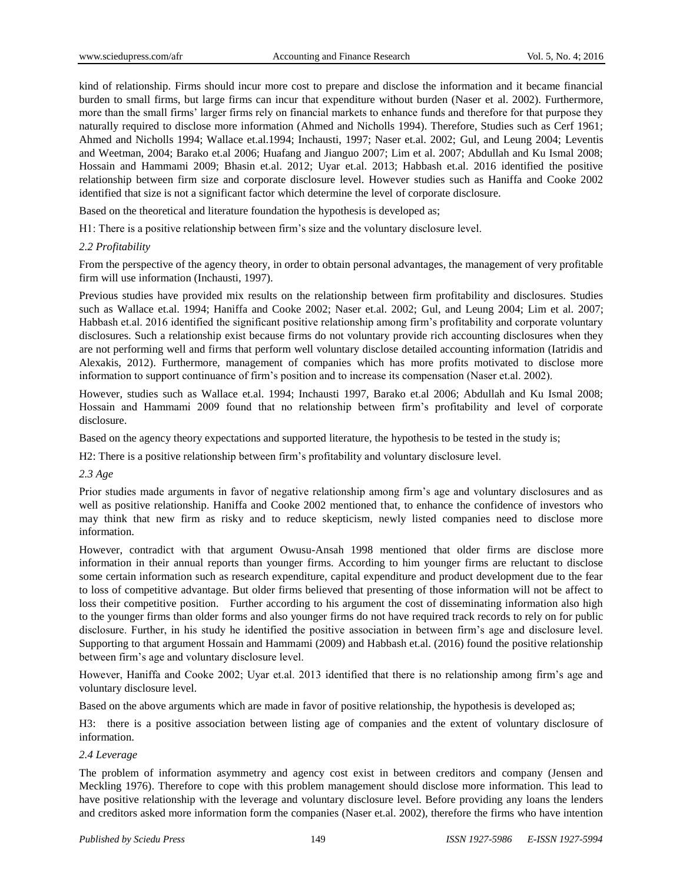kind of relationship. Firms should incur more cost to prepare and disclose the information and it became financial burden to small firms, but large firms can incur that expenditure without burden (Naser et al. 2002). Furthermore, more than the small firms' larger firms rely on financial markets to enhance funds and therefore for that purpose they naturally required to disclose more information (Ahmed and Nicholls 1994). Therefore, Studies such as Cerf 1961; Ahmed and Nicholls 1994; Wallace et.al.1994; Inchausti, 1997; Naser et.al. 2002; Gul, and Leung 2004; Leventis and Weetman, 2004; Barako et.al 2006; Huafang and Jianguo 2007; Lim et al. 2007; Abdullah and Ku Ismal 2008; Hossain and Hammami 2009; Bhasin et.al. 2012; Uyar et.al. 2013; Habbash et.al. 2016 identified the positive relationship between firm size and corporate disclosure level. However studies such as Haniffa and Cooke 2002 identified that size is not a significant factor which determine the level of corporate disclosure.

Based on the theoretical and literature foundation the hypothesis is developed as;

H1: There is a positive relationship between firm's size and the voluntary disclosure level.

### *2.2 Profitability*

From the perspective of the agency theory, in order to obtain personal advantages, the management of very profitable firm will use information (Inchausti, 1997).

Previous studies have provided mix results on the relationship between firm profitability and disclosures. Studies such as Wallace et.al. 1994; Haniffa and Cooke 2002; Naser et.al. 2002; Gul, and Leung 2004; Lim et al. 2007; Habbash et.al. 2016 identified the significant positive relationship among firm's profitability and corporate voluntary disclosures. Such a relationship exist because firms do not voluntary provide rich accounting disclosures when they are not performing well and firms that perform well voluntary disclose detailed accounting information (Iatridis and Alexakis, 2012). Furthermore, management of companies which has more profits motivated to disclose more information to support continuance of firm's position and to increase its compensation (Naser et.al. 2002).

However, studies such as Wallace et.al. 1994; Inchausti 1997, Barako et.al 2006; Abdullah and Ku Ismal 2008; Hossain and Hammami 2009 found that no relationship between firm's profitability and level of corporate disclosure.

Based on the agency theory expectations and supported literature, the hypothesis to be tested in the study is;

H2: There is a positive relationship between firm's profitability and voluntary disclosure level.

### *2.3 Age*

Prior studies made arguments in favor of negative relationship among firm's age and voluntary disclosures and as well as positive relationship. Haniffa and Cooke 2002 mentioned that, to enhance the confidence of investors who may think that new firm as risky and to reduce skepticism, newly listed companies need to disclose more information.

However, contradict with that argument Owusu-Ansah 1998 mentioned that older firms are disclose more information in their annual reports than younger firms. According to him younger firms are reluctant to disclose some certain information such as research expenditure, capital expenditure and product development due to the fear to loss of competitive advantage. But older firms believed that presenting of those information will not be affect to loss their competitive position. Further according to his argument the cost of disseminating information also high to the younger firms than older forms and also younger firms do not have required track records to rely on for public disclosure. Further, in his study he identified the positive association in between firm's age and disclosure level. Supporting to that argument Hossain and Hammami (2009) and Habbash et.al. (2016) found the positive relationship between firm's age and voluntary disclosure level.

However, Haniffa and Cooke 2002; Uyar et.al. 2013 identified that there is no relationship among firm's age and voluntary disclosure level.

Based on the above arguments which are made in favor of positive relationship, the hypothesis is developed as;

H3: there is a positive association between listing age of companies and the extent of voluntary disclosure of information.

### *2.4 Leverage*

The problem of information asymmetry and agency cost exist in between creditors and company (Jensen and Meckling 1976). Therefore to cope with this problem management should disclose more information. This lead to have positive relationship with the leverage and voluntary disclosure level. Before providing any loans the lenders and creditors asked more information form the companies (Naser et.al. 2002), therefore the firms who have intention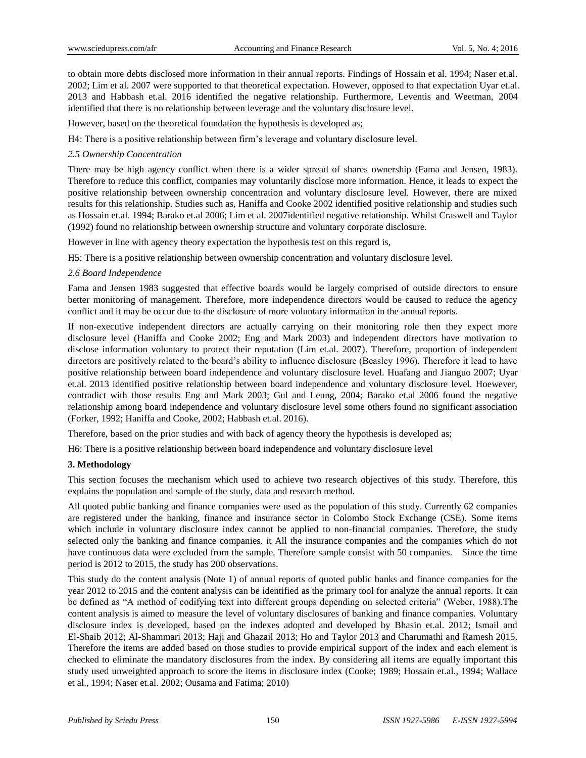to obtain more debts disclosed more information in their annual reports. Findings of Hossain et al. 1994; Naser et.al. 2002; Lim et al. 2007 were supported to that theoretical expectation. However, opposed to that expectation Uyar et.al. 2013 and Habbash et.al. 2016 identified the negative relationship. Furthermore, Leventis and Weetman, 2004 identified that there is no relationship between leverage and the voluntary disclosure level.

However, based on the theoretical foundation the hypothesis is developed as;

H4: There is a positive relationship between firm's leverage and voluntary disclosure level.

### *2.5 Ownership Concentration*

There may be high agency conflict when there is a wider spread of shares ownership (Fama and Jensen, 1983). Therefore to reduce this conflict, companies may voluntarily disclose more information. Hence, it leads to expect the positive relationship between ownership concentration and voluntary disclosure level. However, there are mixed results for this relationship. Studies such as, Haniffa and Cooke 2002 identified positive relationship and studies such as Hossain et.al. 1994; Barako et.al 2006; Lim et al. 2007identified negative relationship. Whilst Craswell and Taylor (1992) found no relationship between ownership structure and voluntary corporate disclosure.

However in line with agency theory expectation the hypothesis test on this regard is,

H5: There is a positive relationship between ownership concentration and voluntary disclosure level.

### *2.6 Board Independence*

Fama and Jensen 1983 suggested that effective boards would be largely comprised of outside directors to ensure better monitoring of management. Therefore, more independence directors would be caused to reduce the agency conflict and it may be occur due to the disclosure of more voluntary information in the annual reports.

If non-executive independent directors are actually carrying on their monitoring role then they expect more disclosure level (Haniffa and Cooke 2002; Eng and Mark 2003) and independent directors have motivation to disclose information voluntary to protect their reputation (Lim et.al. 2007). Therefore, proportion of independent directors are positively related to the board's ability to influence disclosure (Beasley 1996). Therefore it lead to have positive relationship between board independence and voluntary disclosure level. Huafang and Jianguo 2007; Uyar et.al. 2013 identified positive relationship between board independence and voluntary disclosure level. Hoewever, contradict with those results Eng and Mark 2003; Gul and Leung, 2004; Barako et.al 2006 found the negative relationship among board independence and voluntary disclosure level some others found no significant association (Forker, 1992; Haniffa and Cooke, 2002; Habbash et.al. 2016).

Therefore, based on the prior studies and with back of agency theory the hypothesis is developed as;

H6: There is a positive relationship between board independence and voluntary disclosure level

## 3. Methodology

This section focuses the mechanism which used to achieve two research objectives of this study. Therefore, this explains the population and sample of the study, data and research method.

All quoted public banking and finance companies were used as the population of this study. Currently 62 companies are registered under the banking, finance and insurance sector in Colombo Stock Exchange (CSE). Some items which include in voluntary disclosure index cannot be applied to non-financial companies. Therefore, the study selected only the banking and finance companies. it All the insurance companies and the companies which do not have continuous data were excluded from the sample. Therefore sample consist with 50 companies. Since the time period is 2012 to 2015, the study has 200 observations.

This study do the content analysis (Note 1) of annual reports of quoted public banks and finance companies for the year 2012 to 2015 and the content analysis can be identified as the primary tool for analyze the annual reports. It can be defined as "A method of codifying text into different groups depending on selected criteria" (Weber, 1988).The content analysis is aimed to measure the level of voluntary disclosures of banking and finance companies. Voluntary disclosure index is developed, based on the indexes adopted and developed by Bhasin et.al. 2012; Ismail and El-Shaib 2012; Al-Shammari 2013; Haji and Ghazail 2013; Ho and Taylor 2013 and Charumathi and Ramesh 2015. Therefore the items are added based on those studies to provide empirical support of the index and each element is checked to eliminate the mandatory disclosures from the index. By considering all items are equally important this study used unweighted approach to score the items in disclosure index (Cooke; 1989; Hossain et.al., 1994; Wallace et al., 1994; Naser et.al. 2002; Ousama and Fatima; 2010)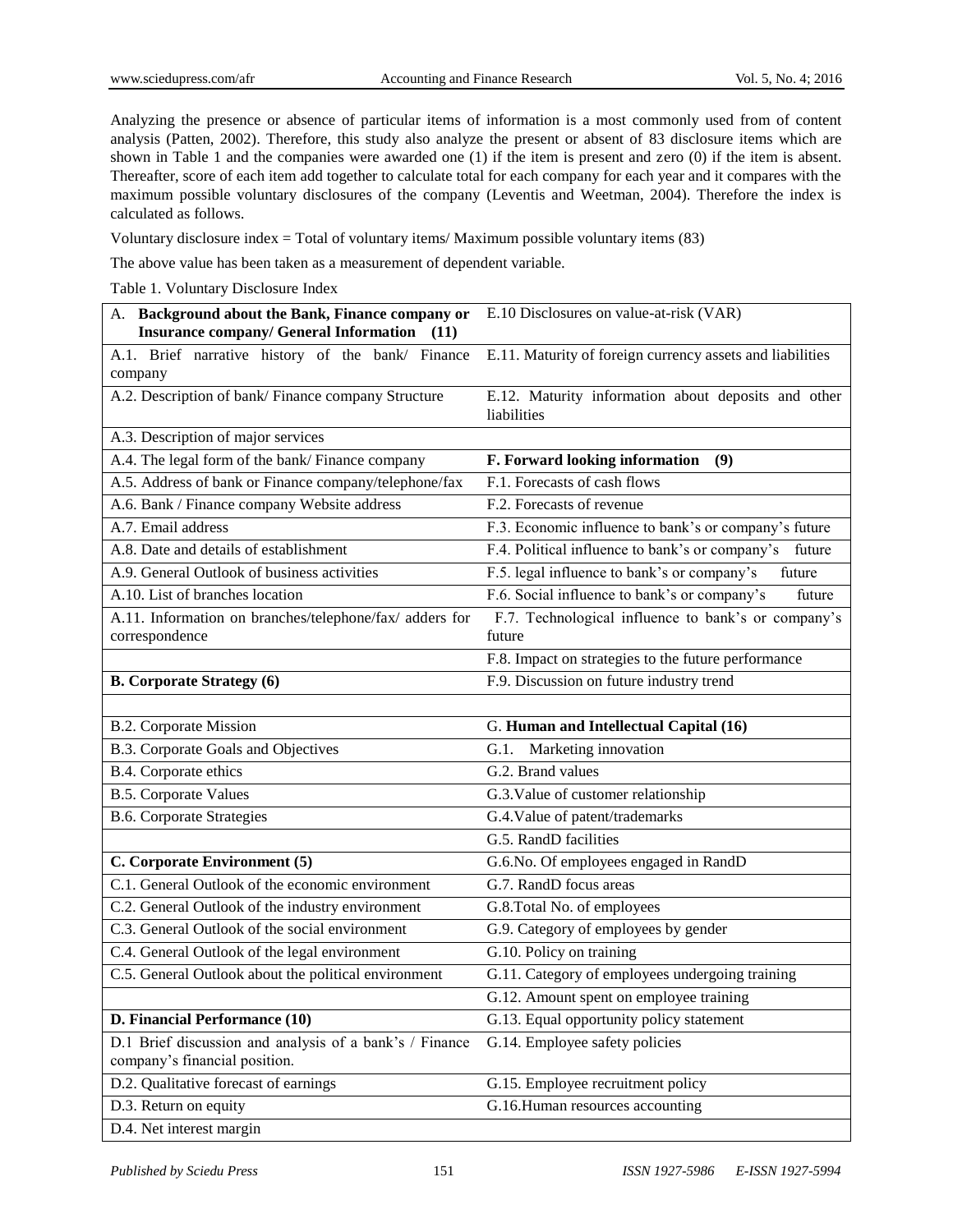Analyzing the presence or absence of particular items of information is a most commonly used from of content analysis (Patten, 2002). Therefore, this study also analyze the present or absent of 83 disclosure items which are shown in Table 1 and the companies were awarded one (1) if the item is present and zero (0) if the item is absent. Thereafter, score of each item add together to calculate total for each company for each year and it compares with the maximum possible voluntary disclosures of the company (Leventis and Weetman, 2004). Therefore the index is calculated as follows.

Voluntary disclosure index = Total of voluntary items/ Maximum possible voluntary items (83)

The above value has been taken as a measurement of dependent variable.

Table 1. Voluntary Disclosure Index

| A. **Background about the Bank, Finance company or Insurance company/ General Information (11)** | E.10 Disclosures on value-at-risk (VAR) |
|---|---|
| A.1. Brief narrative history of the bank/ Finance company | E.11. Maturity of foreign currency assets and liabilities |
| A.2. Description of bank/ Finance company Structure | E.12. Maturity information about deposits and other liabilities |
| A.3. Description of major services | |
| A.4. The legal form of the bank/ Finance company | **F. Forward looking information (9)** |
| A.5. Address of bank or Finance company/telephone/fax | F.1. Forecasts of cash flows |
| A.6. Bank / Finance company Website address | F.2. Forecasts of revenue |
| A.7. Email address | F.3. Economic influence to bank's or company's future |
| A.8. Date and details of establishment | F.4. Political influence to bank's or company's future |
| A.9. General Outlook of business activities | F.5. legal influence to bank's or company's future |
| A.10. List of branches location | F.6. Social influence to bank's or company's future |
| A.11. Information on branches/telephone/fax/ adders for correspondence | F.7. Technological influence to bank's or company's future |
| | F.8. Impact on strategies to the future performance |
| **B. Corporate Strategy (6)** | F.9. Discussion on future industry trend |
| | |
| B.2. Corporate Mission | G. **Human and Intellectual Capital (16)** |
| B.3. Corporate Goals and Objectives | G.1. Marketing innovation |
| B.4. Corporate ethics | G.2. Brand values |
| B.5. Corporate Values | G.3.Value of customer relationship |
| B.6. Corporate Strategies | G.4.Value of patent/trademarks |
| | G.5. RandD facilities |
| **C. Corporate Environment (5)** | G.6.No. Of employees engaged in RandD |
| C.1. General Outlook of the economic environment | G.7. RandD focus areas |
| C.2. General Outlook of the industry environment | G.8.Total No. of employees |
| C.3. General Outlook of the social environment | G.9. Category of employees by gender |
| C.4. General Outlook of the legal environment | G.10. Policy on training |
| C.5. General Outlook about the political environment | G.11. Category of employees undergoing training |
| | G.12. Amount spent on employee training |
| **D. Financial Performance (10)** | G.13. Equal opportunity policy statement |
| D.1 Brief discussion and analysis of a bank's / Finance company's financial position. | G.14. Employee safety policies |
| D.2. Qualitative forecast of earnings | G.15. Employee recruitment policy |
| D.3. Return on equity | G.16.Human resources accounting |
| D.4. Net interest margin | |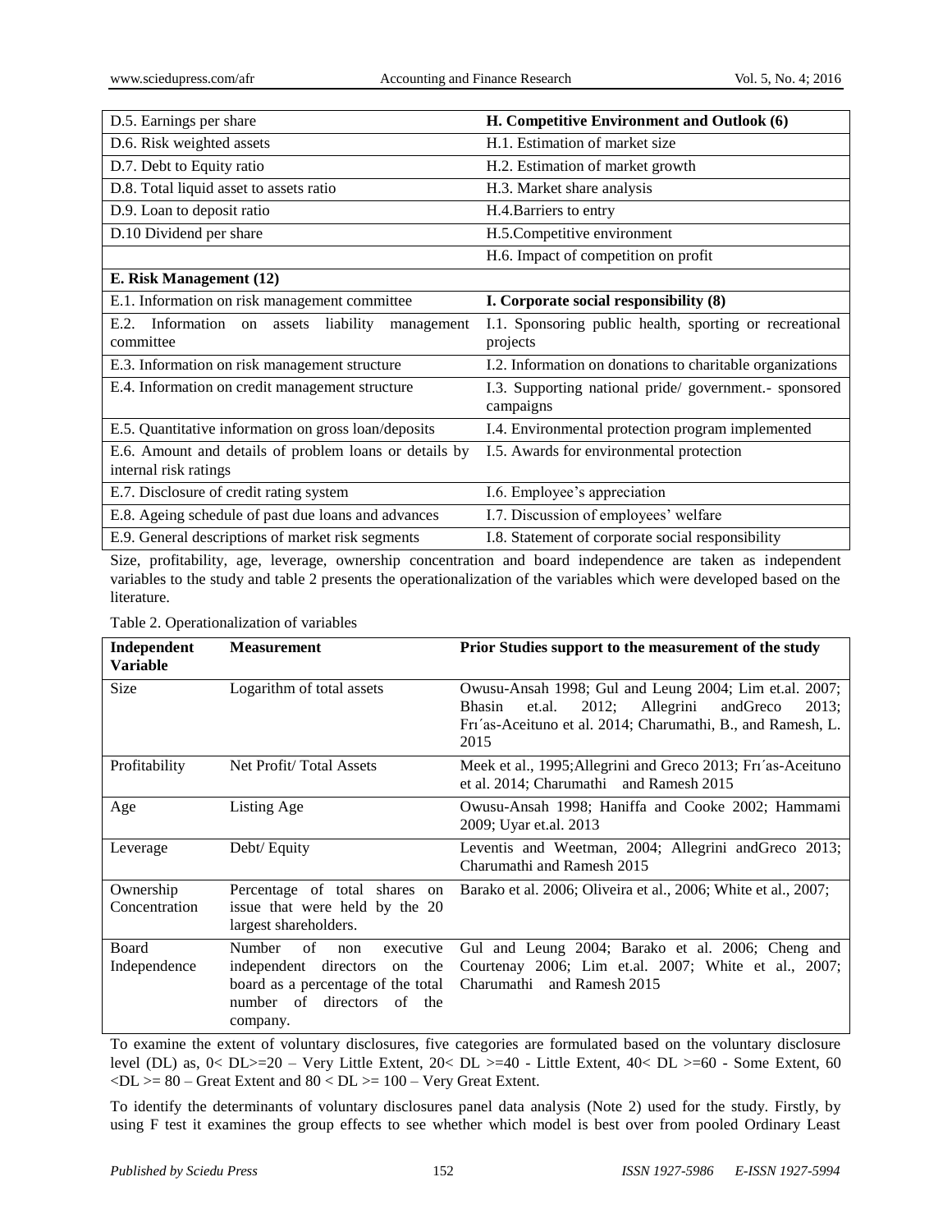| D.5. Earnings per share | H. Competitive Environment and Outlook (6) |
|---|---|
| D.6. Risk weighted assets | H.1. Estimation of market size |
| D.7. Debt to Equity ratio | H.2. Estimation of market growth |
| D.8. Total liquid asset to assets ratio | H.3. Market share analysis |
| D.9. Loan to deposit ratio | H.4.Barriers to entry |
| D.10 Dividend per share | H.5.Competitive environment |
| | H.6. Impact of competition on profit |
| **E. Risk Management (12)** | |
| E.1. Information on risk management committee | **I. Corporate social responsibility (8)** |
| E.2. Information on assets liability management committee | I.1. Sponsoring public health, sporting or recreational projects |
| E.3. Information on risk management structure | I.2. Information on donations to charitable organizations |
| E.4. Information on credit management structure | I.3. Supporting national pride/ government.- sponsored campaigns |
| E.5. Quantitative information on gross loan/deposits | I.4. Environmental protection program implemented |
| E.6. Amount and details of problem loans or details by internal risk ratings | I.5. Awards for environmental protection |
| E.7. Disclosure of credit rating system | I.6. Employee's appreciation |
| E.8. Ageing schedule of past due loans and advances | I.7. Discussion of employees' welfare |
| E.9. General descriptions of market risk segments | I.8. Statement of corporate social responsibility |

Size, profitability, age, leverage, ownership concentration and board independence are taken as independent variables to the study and table 2 presents the operationalization of the variables which were developed based on the literature.

Table 2. Operationalization of variables

| Independent Variable | Measurement | Prior Studies support to the measurement of the study |
|---|---|---|
| Size | Logarithm of total assets | Owusu-Ansah 1998; Gul and Leung 2004; Lim et.al. 2007; Bhasin et.al. 2012; Allegrini andGreco 2013; Frı´as-Aceituno et al. 2014; Charumathi, B., and Ramesh, L. 2015 |
| Profitability | Net Profit/ Total Assets | Meek et al., 1995;Allegrini and Greco 2013; Frı´as-Aceituno et al. 2014; Charumathi and Ramesh 2015 |
| Age | Listing Age | Owusu-Ansah 1998; Haniffa and Cooke 2002; Hammami 2009; Uyar et.al. 2013 |
| Leverage | Debt/ Equity | Leventis and Weetman, 2004; Allegrini andGreco 2013; Charumathi and Ramesh 2015 |
| Ownership Concentration | Percentage of total shares on issue that were held by the 20 largest shareholders. | Barako et al. 2006; Oliveira et al., 2006; White et al., 2007; |
| Board Independence | Number of non executive independent directors on the board as a percentage of the total number of directors of the company. | Gul and Leung 2004; Barako et al. 2006; Cheng and Courtenay 2006; Lim et.al. 2007; White et al., 2007; Charumathi and Ramesh 2015 |

To examine the extent of voluntary disclosures, five categories are formulated based on the voluntary disclosure level (DL) as, 0< DL>=20 – Very Little Extent, 20< DL >=40 - Little Extent, 40< DL >=60 - Some Extent, 60 <DL >= 80 – Great Extent and 80 < DL >= 100 – Very Great Extent.

To identify the determinants of voluntary disclosures panel data analysis (Note 2) used for the study. Firstly, by using F test it examines the group effects to see whether which model is best over from pooled Ordinary Least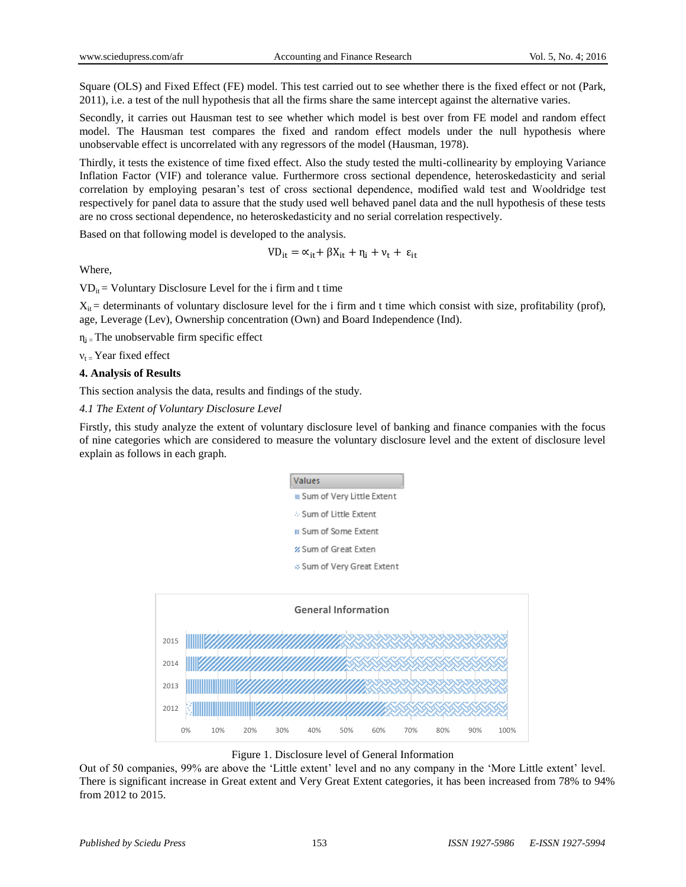Square (OLS) and Fixed Effect (FE) model. This test carried out to see whether there is the fixed effect or not (Park, 2011), i.e. a test of the null hypothesis that all the firms share the same intercept against the alternative varies.

Secondly, it carries out Hausman test to see whether which model is best over from FE model and random effect model. The Hausman test compares the fixed and random effect models under the null hypothesis where unobservable effect is uncorrelated with any regressors of the model (Hausman, 1978).

Thirdly, it tests the existence of time fixed effect. Also the study tested the multi-collinearity by employing Variance Inflation Factor (VIF) and tolerance value. Furthermore cross sectional dependence, heteroskedasticity and serial correlation by employing pesaran's test of cross sectional dependence, modified wald test and Wooldridge test respectively for panel data to assure that the study used well behaved panel data and the null hypothesis of these tests are no cross sectional dependence, no heteroskedasticity and no serial correlation respectively.

Based on that following model is developed to the analysis.

$$VD_{it} = \propto_{it} + \beta X_{it} + \eta_i + \nu_t + \varepsilon_{it}$$

Where,

$VD_{it}$ = Voluntary Disclosure Level for the i firm and t time

$X_{it}$ = determinants of voluntary disclosure level for the i firm and t time which consist with size, profitability (prof), age, Leverage (Lev), Ownership concentration (Own) and Board Independence (Ind).

$\eta_i$ = The unobservable firm specific effect

$\nu_t$ = Year fixed effect

## 4. Analysis of Results

This section analysis the data, results and findings of the study.

### *4.1 The Extent of Voluntary Disclosure Level*

Firstly, this study analyze the extent of voluntary disclosure level of banking and finance companies with the focus of nine categories which are considered to measure the voluntary disclosure level and the extent of disclosure level explain as follows in each graph.

Values

- Sum of Very Little Extent
- Sum of Little Extent
- Sum of Some Extent
- Sum of Great Exten
- Sum of Very Great Extent

General Information

Figure 1. Disclosure level of General Information

Out of 50 companies, 99% are above the 'Little extent' level and no any company in the 'More Little extent' level. There is significant increase in Great extent and Very Great Extent categories, it has been increased from 78% to 94% from 2012 to 2015.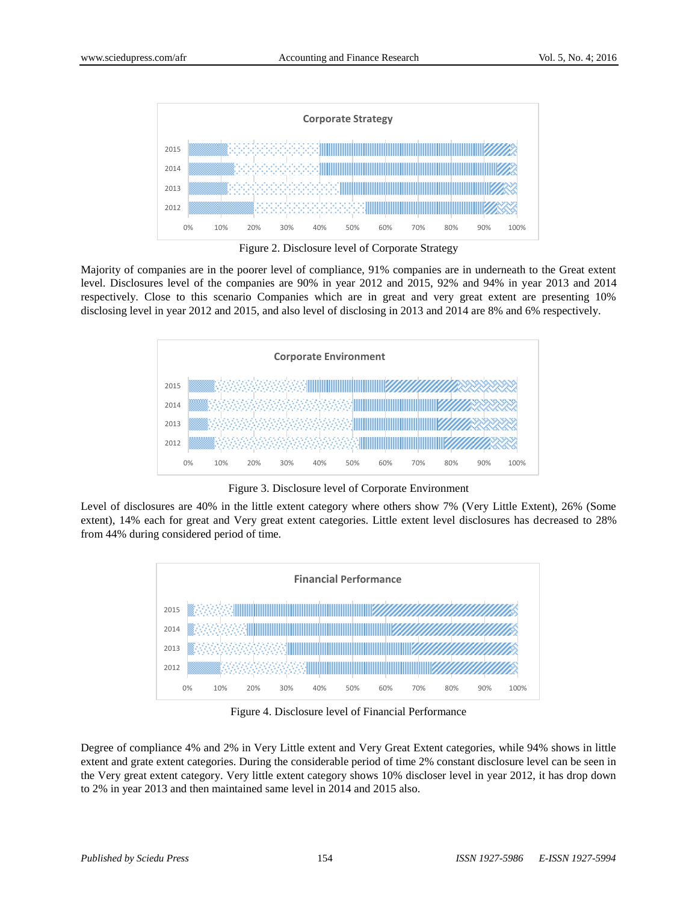Figure 2. Disclosure level of Corporate Strategy

Majority of companies are in the poorer level of compliance, 91% companies are in underneath to the Great extent level. Disclosures level of the companies are 90% in year 2012 and 2015, 92% and 94% in year 2013 and 2014 respectively. Close to this scenario Companies which are in great and very great extent are presenting 10% disclosing level in year 2012 and 2015, and also level of disclosing in 2013 and 2014 are 8% and 6% respectively.

Figure 3. Disclosure level of Corporate Environment

Level of disclosures are 40% in the little extent category where others show 7% (Very Little Extent), 26% (Some extent), 14% each for great and Very great extent categories. Little extent level disclosures has decreased to 28% from 44% during considered period of time.

Figure 4. Disclosure level of Financial Performance

Degree of compliance 4% and 2% in Very Little extent and Very Great Extent categories, while 94% shows in little extent and grate extent categories. During the considerable period of time 2% constant disclosure level can be seen in the Very great extent category. Very little extent category shows 10% discloser level in year 2012, it has drop down to 2% in year 2013 and then maintained same level in 2014 and 2015 also.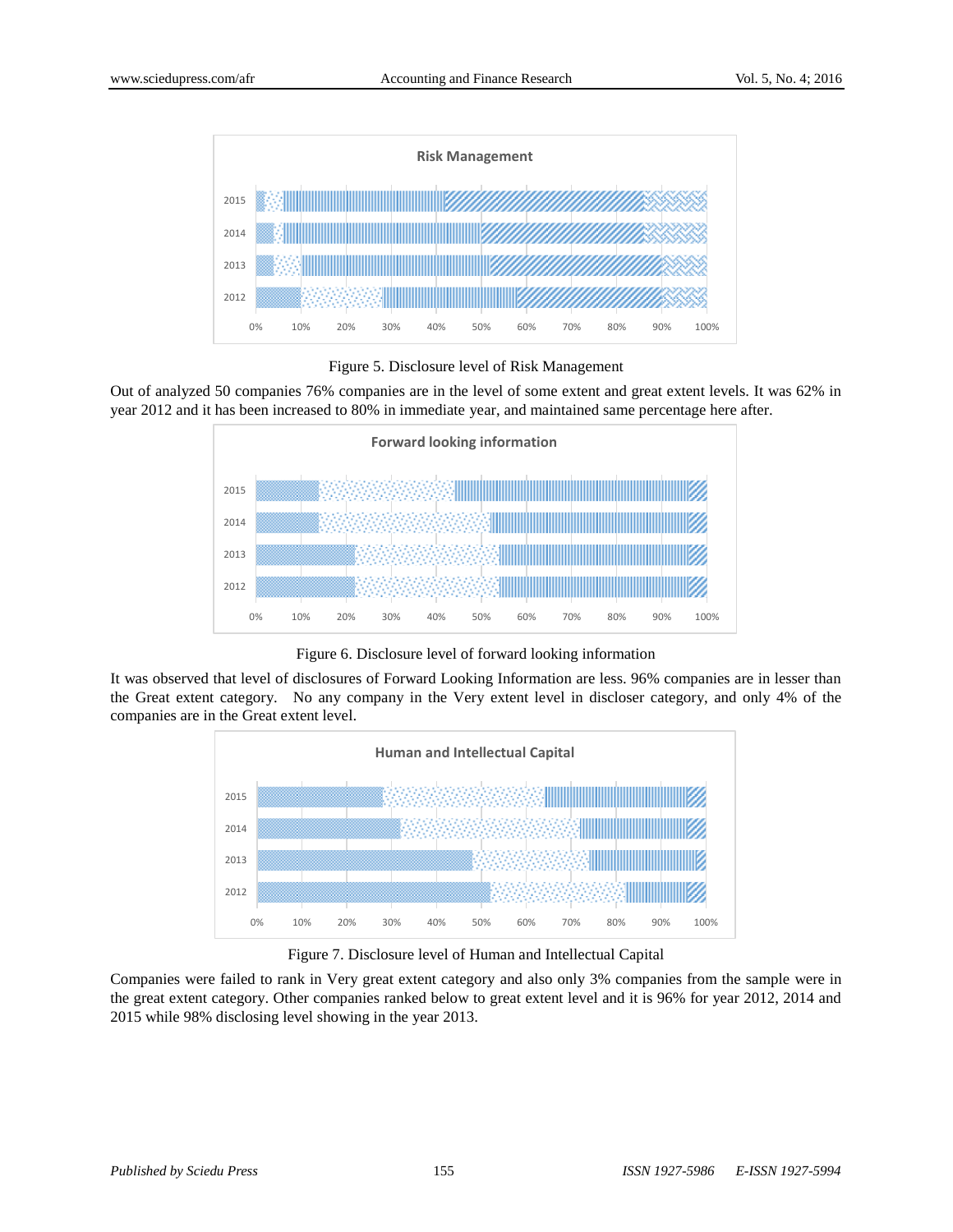Figure 5. Disclosure level of Risk Management

Out of analyzed 50 companies 76% companies are in the level of some extent and great extent levels. It was 62% in year 2012 and it has been increased to 80% in immediate year, and maintained same percentage here after.

Figure 6. Disclosure level of forward looking information

It was observed that level of disclosures of Forward Looking Information are less. 96% companies are in lesser than the Great extent category. No any company in the Very extent level in discloser category, and only 4% of the companies are in the Great extent level.

Figure 7. Disclosure level of Human and Intellectual Capital

Companies were failed to rank in Very great extent category and also only 3% companies from the sample were in the great extent category. Other companies ranked below to great extent level and it is 96% for year 2012, 2014 and 2015 while 98% disclosing level showing in the year 2013.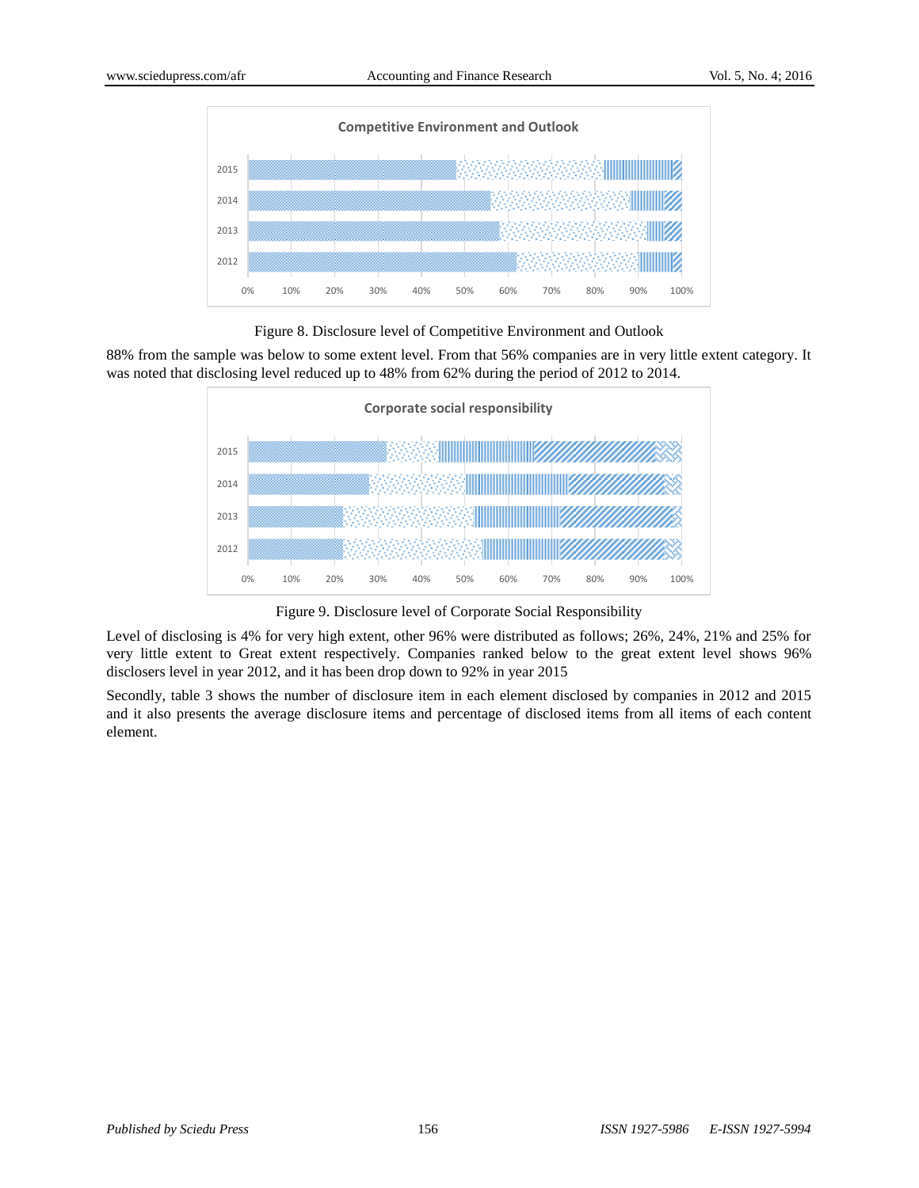Figure 8. Disclosure level of Competitive Environment and Outlook

88% from the sample was below to some extent level. From that 56% companies are in very little extent category. It was noted that disclosing level reduced up to 48% from 62% during the period of 2012 to 2014.

Figure 9. Disclosure level of Corporate Social Responsibility

Level of disclosing is 4% for very high extent, other 96% were distributed as follows; 26%, 24%, 21% and 25% for very little extent to Great extent respectively. Companies ranked below to the great extent level shows 96% disclosers level in year 2012, and it has been drop down to 92% in year 2015

Secondly, table 3 shows the number of disclosure item in each element disclosed by companies in 2012 and 2015 and it also presents the average disclosure items and percentage of disclosed items from all items of each content element.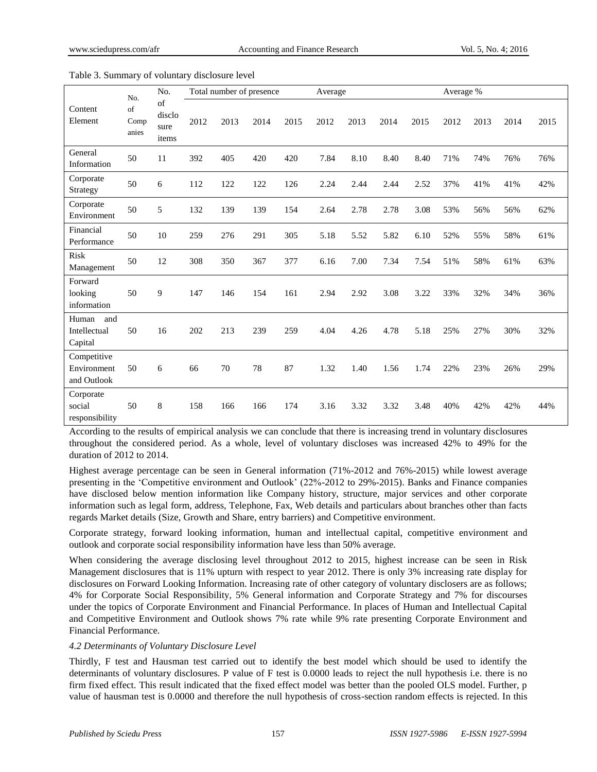Table 3. Summary of voluntary disclosure level

| Content Element | No. of Companies | No. of disclosure items | Total number of presence | | | | Average | | | | Average % | | | |
|---|---|---|---|---|---|---|---|---|---|---|---|---|---|---|
| | | | 2012 | 2013 | 2014 | 2015 | 2012 | 2013 | 2014 | 2015 | 2012 | 2013 | 2014 | 2015 |
| General Information | 50 | 11 | 392 | 405 | 420 | 420 | 7.84 | 8.10 | 8.40 | 8.40 | 71% | 74% | 76% | 76% |
| Corporate Strategy | 50 | 6 | 112 | 122 | 122 | 126 | 2.24 | 2.44 | 2.44 | 2.52 | 37% | 41% | 41% | 42% |
| Corporate Environment | 50 | 5 | 132 | 139 | 139 | 154 | 2.64 | 2.78 | 2.78 | 3.08 | 53% | 56% | 56% | 62% |
| Financial Performance | 50 | 10 | 259 | 276 | 291 | 305 | 5.18 | 5.52 | 5.82 | 6.10 | 52% | 55% | 58% | 61% |
| Risk Management | 50 | 12 | 308 | 350 | 367 | 377 | 6.16 | 7.00 | 7.34 | 7.54 | 51% | 58% | 61% | 63% |
| Forward looking information | 50 | 9 | 147 | 146 | 154 | 161 | 2.94 | 2.92 | 3.08 | 3.22 | 33% | 32% | 34% | 36% |
| Human and Intellectual Capital | 50 | 16 | 202 | 213 | 239 | 259 | 4.04 | 4.26 | 4.78 | 5.18 | 25% | 27% | 30% | 32% |
| Competitive Environment and Outlook | 50 | 6 | 66 | 70 | 78 | 87 | 1.32 | 1.40 | 1.56 | 1.74 | 22% | 23% | 26% | 29% |
| Corporate social responsibility | 50 | 8 | 158 | 166 | 166 | 174 | 3.16 | 3.32 | 3.32 | 3.48 | 40% | 42% | 42% | 44% |

According to the results of empirical analysis we can conclude that there is increasing trend in voluntary disclosures throughout the considered period. As a whole, level of voluntary discloses was increased 42% to 49% for the duration of 2012 to 2014.

Highest average percentage can be seen in General information (71%-2012 and 76%-2015) while lowest average presenting in the 'Competitive environment and Outlook' (22%-2012 to 29%-2015). Banks and Finance companies have disclosed below mention information like Company history, structure, major services and other corporate information such as legal form, address, Telephone, Fax, Web details and particulars about branches other than facts regards Market details (Size, Growth and Share, entry barriers) and Competitive environment.

Corporate strategy, forward looking information, human and intellectual capital, competitive environment and outlook and corporate social responsibility information have less than 50% average.

When considering the average disclosing level throughout 2012 to 2015, highest increase can be seen in Risk Management disclosures that is 11% upturn with respect to year 2012. There is only 3% increasing rate display for disclosures on Forward Looking Information. Increasing rate of other category of voluntary disclosers are as follows; 4% for Corporate Social Responsibility, 5% General information and Corporate Strategy and 7% for discourses under the topics of Corporate Environment and Financial Performance. In places of Human and Intellectual Capital and Competitive Environment and Outlook shows 7% rate while 9% rate presenting Corporate Environment and Financial Performance.

*4.2 Determinants of Voluntary Disclosure Level*

Thirdly, F test and Hausman test carried out to identify the best model which should be used to identify the determinants of voluntary disclosures. P value of F test is 0.0000 leads to reject the null hypothesis i.e. there is no firm fixed effect. This result indicated that the fixed effect model was better than the pooled OLS model. Further, p value of hausman test is 0.0000 and therefore the null hypothesis of cross-section random effects is rejected. In this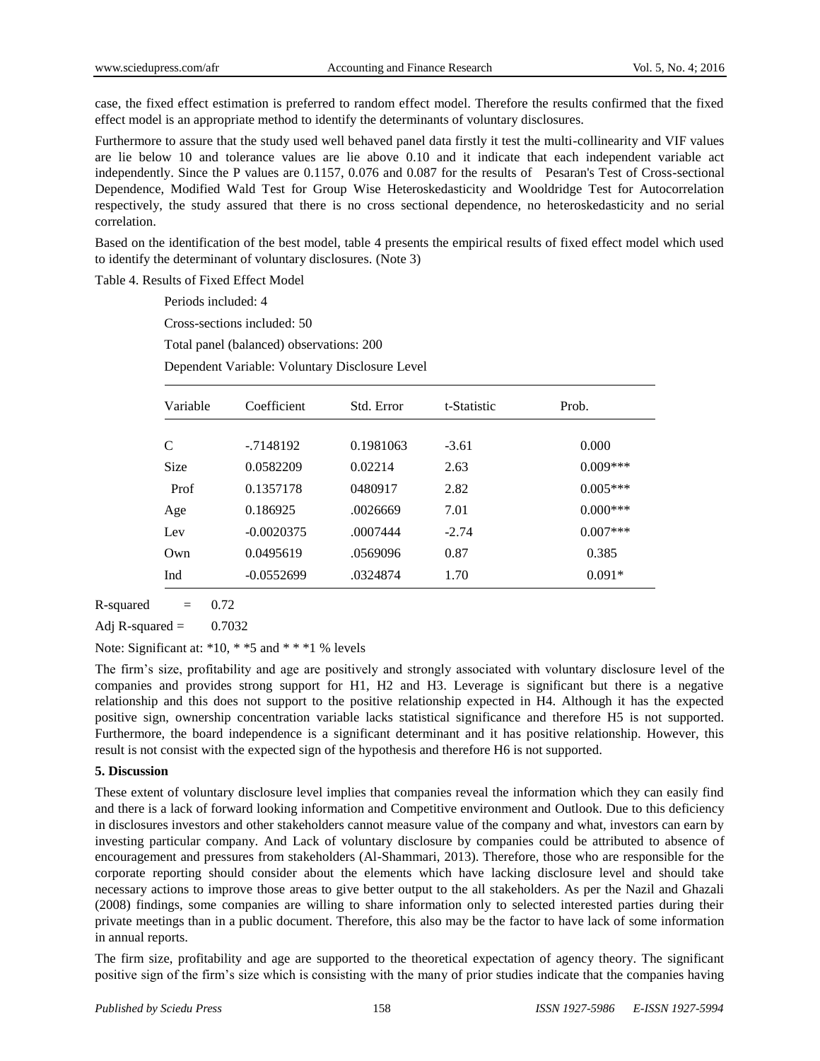case, the fixed effect estimation is preferred to random effect model. Therefore the results confirmed that the fixed effect model is an appropriate method to identify the determinants of voluntary disclosures.

Furthermore to assure that the study used well behaved panel data firstly it test the multi-collinearity and VIF values are lie below 10 and tolerance values are lie above 0.10 and it indicate that each independent variable act independently. Since the P values are 0.1157, 0.076 and 0.087 for the results of Pesaran's Test of Cross-sectional Dependence, Modified Wald Test for Group Wise Heteroskedasticity and Wooldridge Test for Autocorrelation respectively, the study assured that there is no cross sectional dependence, no heteroskedasticity and no serial correlation.

Based on the identification of the best model, table 4 presents the empirical results of fixed effect model which used to identify the determinant of voluntary disclosures. (Note 3)

Table 4. Results of Fixed Effect Model

Periods included: 4

Cross-sections included: 50

Total panel (balanced) observations: 200

Dependent Variable: Voluntary Disclosure Level

| Variable | Coefficient | Std. Error | t-Statistic | Prob. |
|---|---|---|---|---|
| C | -.7148192 | 0.1981063 | -3.61 | 0.000 |
| Size | 0.0582209 | 0.02214 | 2.63 | 0.009*** |
| Prof | 0.1357178 | 0480917 | 2.82 | 0.005*** |
| Age | 0.186925 | .0026669 | 7.01 | 0.000*** |
| Lev | -0.0020375 | .0007444 | -2.74 | 0.007*** |
| Own | 0.0495619 | .0569096 | 0.87 | 0.385 |
| Ind | -0.0552699 | .0324874 | 1.70 | 0.091* |

R-squared = 0.72

Adj R-squared = 0.7032

Note: Significant at: *10, * *5 and * * *1 % levels

The firm's size, profitability and age are positively and strongly associated with voluntary disclosure level of the companies and provides strong support for H1, H2 and H3. Leverage is significant but there is a negative relationship and this does not support to the positive relationship expected in H4. Although it has the expected positive sign, ownership concentration variable lacks statistical significance and therefore H5 is not supported. Furthermore, the board independence is a significant determinant and it has positive relationship. However, this result is not consist with the expected sign of the hypothesis and therefore H6 is not supported.

## 5. Discussion

These extent of voluntary disclosure level implies that companies reveal the information which they can easily find and there is a lack of forward looking information and Competitive environment and Outlook. Due to this deficiency in disclosures investors and other stakeholders cannot measure value of the company and what, investors can earn by investing particular company. And Lack of voluntary disclosure by companies could be attributed to absence of encouragement and pressures from stakeholders (Al-Shammari, 2013). Therefore, those who are responsible for the corporate reporting should consider about the elements which have lacking disclosure level and should take necessary actions to improve those areas to give better output to the all stakeholders. As per the Nazil and Ghazali (2008) findings, some companies are willing to share information only to selected interested parties during their private meetings than in a public document. Therefore, this also may be the factor to have lack of some information in annual reports.

The firm size, profitability and age are supported to the theoretical expectation of agency theory. The significant positive sign of the firm's size which is consisting with the many of prior studies indicate that the companies having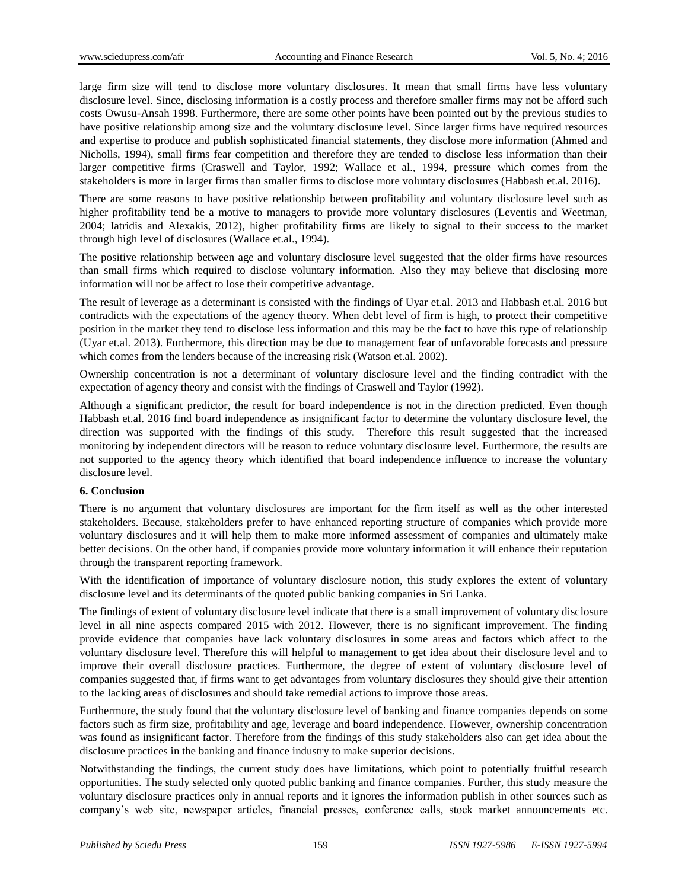large firm size will tend to disclose more voluntary disclosures. It mean that small firms have less voluntary disclosure level. Since, disclosing information is a costly process and therefore smaller firms may not be afford such costs Owusu-Ansah 1998. Furthermore, there are some other points have been pointed out by the previous studies to have positive relationship among size and the voluntary disclosure level. Since larger firms have required resources and expertise to produce and publish sophisticated financial statements, they disclose more information (Ahmed and Nicholls, 1994), small firms fear competition and therefore they are tended to disclose less information than their larger competitive firms (Craswell and Taylor, 1992; Wallace et al., 1994, pressure which comes from the stakeholders is more in larger firms than smaller firms to disclose more voluntary disclosures (Habbash et.al. 2016).

There are some reasons to have positive relationship between profitability and voluntary disclosure level such as higher profitability tend be a motive to managers to provide more voluntary disclosures (Leventis and Weetman, 2004; Iatridis and Alexakis, 2012), higher profitability firms are likely to signal to their success to the market through high level of disclosures (Wallace et.al., 1994).

The positive relationship between age and voluntary disclosure level suggested that the older firms have resources than small firms which required to disclose voluntary information. Also they may believe that disclosing more information will not be affect to lose their competitive advantage.

The result of leverage as a determinant is consisted with the findings of Uyar et.al. 2013 and Habbash et.al. 2016 but contradicts with the expectations of the agency theory. When debt level of firm is high, to protect their competitive position in the market they tend to disclose less information and this may be the fact to have this type of relationship (Uyar et.al. 2013). Furthermore, this direction may be due to management fear of unfavorable forecasts and pressure which comes from the lenders because of the increasing risk (Watson et.al. 2002).

Ownership concentration is not a determinant of voluntary disclosure level and the finding contradict with the expectation of agency theory and consist with the findings of Craswell and Taylor (1992).

Although a significant predictor, the result for board independence is not in the direction predicted. Even though Habbash et.al. 2016 find board independence as insignificant factor to determine the voluntary disclosure level, the direction was supported with the findings of this study. Therefore this result suggested that the increased monitoring by independent directors will be reason to reduce voluntary disclosure level. Furthermore, the results are not supported to the agency theory which identified that board independence influence to increase the voluntary disclosure level.

## 6. Conclusion

There is no argument that voluntary disclosures are important for the firm itself as well as the other interested stakeholders. Because, stakeholders prefer to have enhanced reporting structure of companies which provide more voluntary disclosures and it will help them to make more informed assessment of companies and ultimately make better decisions. On the other hand, if companies provide more voluntary information it will enhance their reputation through the transparent reporting framework.

With the identification of importance of voluntary disclosure notion, this study explores the extent of voluntary disclosure level and its determinants of the quoted public banking companies in Sri Lanka.

The findings of extent of voluntary disclosure level indicate that there is a small improvement of voluntary disclosure level in all nine aspects compared 2015 with 2012. However, there is no significant improvement. The finding provide evidence that companies have lack voluntary disclosures in some areas and factors which affect to the voluntary disclosure level. Therefore this will helpful to management to get idea about their disclosure level and to improve their overall disclosure practices. Furthermore, the degree of extent of voluntary disclosure level of companies suggested that, if firms want to get advantages from voluntary disclosures they should give their attention to the lacking areas of disclosures and should take remedial actions to improve those areas.

Furthermore, the study found that the voluntary disclosure level of banking and finance companies depends on some factors such as firm size, profitability and age, leverage and board independence. However, ownership concentration was found as insignificant factor. Therefore from the findings of this study stakeholders also can get idea about the disclosure practices in the banking and finance industry to make superior decisions.

Notwithstanding the findings, the current study does have limitations, which point to potentially fruitful research opportunities. The study selected only quoted public banking and finance companies. Further, this study measure the voluntary disclosure practices only in annual reports and it ignores the information publish in other sources such as company's web site, newspaper articles, financial presses, conference calls, stock market announcements etc.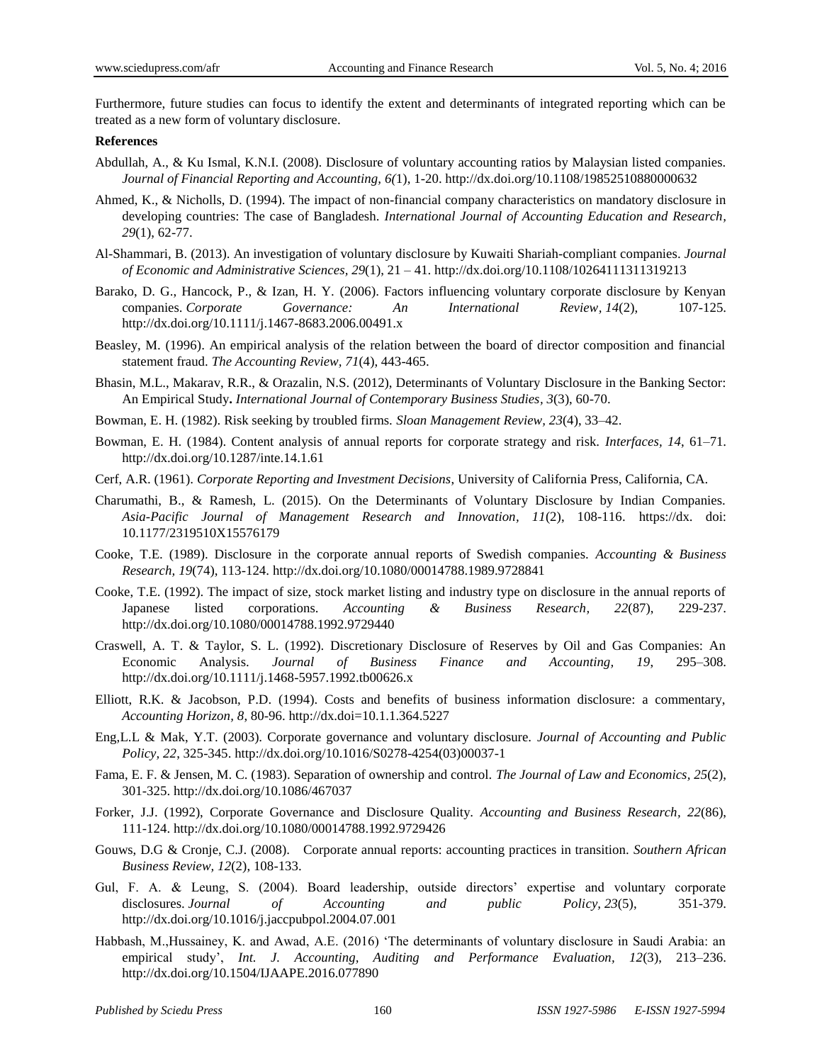Furthermore, future studies can focus to identify the extent and determinants of integrated reporting which can be treated as a new form of voluntary disclosure.

**References**

Abdullah, A., & Ku Ismal, K.N.I. (2008). Disclosure of voluntary accounting ratios by Malaysian listed companies. *Journal of Financial Reporting and Accounting, 6(*1), 1-20. http://dx.doi.org/10.1108/19852510880000632

Ahmed, K., & Nicholls, D. (1994). The impact of non-financial company characteristics on mandatory disclosure in developing countries: The case of Bangladesh. *International Journal of Accounting Education and Research, 29*(1), 62-77.

Al-Shammari, B. (2013). An investigation of voluntary disclosure by Kuwaiti Shariah-compliant companies. *Journal of Economic and Administrative Sciences, 29*(1), 21 – 41. http://dx.doi.org/10.1108/10264111311319213

Barako, D. G., Hancock, P., & Izan, H. Y. (2006). Factors influencing voluntary corporate disclosure by Kenyan companies. *Corporate Governance: An International Review, 14*(2), 107-125. http://dx.doi.org/10.1111/j.1467-8683.2006.00491.x

Beasley, M. (1996). An empirical analysis of the relation between the board of director composition and financial statement fraud. *The Accounting Review, 71*(4), 443-465.

Bhasin, M.L., Makarav, R.R., & Orazalin, N.S. (2012), Determinants of Voluntary Disclosure in the Banking Sector: An Empirical Study**.** *International Journal of Contemporary Business Studies, 3*(3), 60-70.

Bowman, E. H. (1982). Risk seeking by troubled firms. *Sloan Management Review, 23*(4), 33–42.

Bowman, E. H. (1984). Content analysis of annual reports for corporate strategy and risk. *Interfaces, 14*, 61–71. http://dx.doi.org/10.1287/inte.14.1.61

Cerf, A.R. (1961). *Corporate Reporting and Investment Decisions*, University of California Press, California, CA.

Charumathi, B., & Ramesh, L. (2015). On the Determinants of Voluntary Disclosure by Indian Companies. *Asia-Pacific Journal of Management Research and Innovation, 11*(2), 108-116. https://dx. doi: 10.1177/2319510X15576179

Cooke, T.E. (1989). Disclosure in the corporate annual reports of Swedish companies. *Accounting & Business Research, 19*(74), 113-124. http://dx.doi.org/10.1080/00014788.1989.9728841

Cooke, T.E. (1992). The impact of size, stock market listing and industry type on disclosure in the annual reports of Japanese listed corporations. *Accounting & Business Research, 22*(87), 229-237. http://dx.doi.org/10.1080/00014788.1992.9729440

Craswell, A. T. & Taylor, S. L. (1992). Discretionary Disclosure of Reserves by Oil and Gas Companies: An Economic Analysis. *Journal of Business Finance and Accounting, 19*, 295–308. http://dx.doi.org/10.1111/j.1468-5957.1992.tb00626.x

Elliott, R.K. & Jacobson, P.D. (1994). Costs and benefits of business information disclosure: a commentary, *Accounting Horizon, 8*, 80-96. http://dx.doi=10.1.1.364.5227

Eng,L.L & Mak, Y.T. (2003). Corporate governance and voluntary disclosure. *Journal of Accounting and Public Policy, 22*, 325-345. http://dx.doi.org/10.1016/S0278-4254(03)00037-1

Fama, E. F. & Jensen, M. C. (1983). Separation of ownership and control. *The Journal of Law and Economics, 25*(2), 301-325. http://dx.doi.org/10.1086/467037

Forker, J.J. (1992), Corporate Governance and Disclosure Quality. *Accounting and Business Research, 22*(86), 111-124. http://dx.doi.org/10.1080/00014788.1992.9729426

Gouws, D.G & Cronje, C.J. (2008). Corporate annual reports: accounting practices in transition. *Southern African Business Review, 12*(2), 108-133.

Gul, F. A. & Leung, S. (2004). Board leadership, outside directors' expertise and voluntary corporate disclosures. *Journal of Accounting and public Policy, 23*(5), 351-379. http://dx.doi.org/10.1016/j.jaccpubpol.2004.07.001

Habbash, M.,Hussainey, K. and Awad, A.E. (2016) 'The determinants of voluntary disclosure in Saudi Arabia: an empirical study', *Int. J. Accounting, Auditing and Performance Evaluation, 12*(3), 213–236. http://dx.doi.org/10.1504/IJAAPE.2016.077890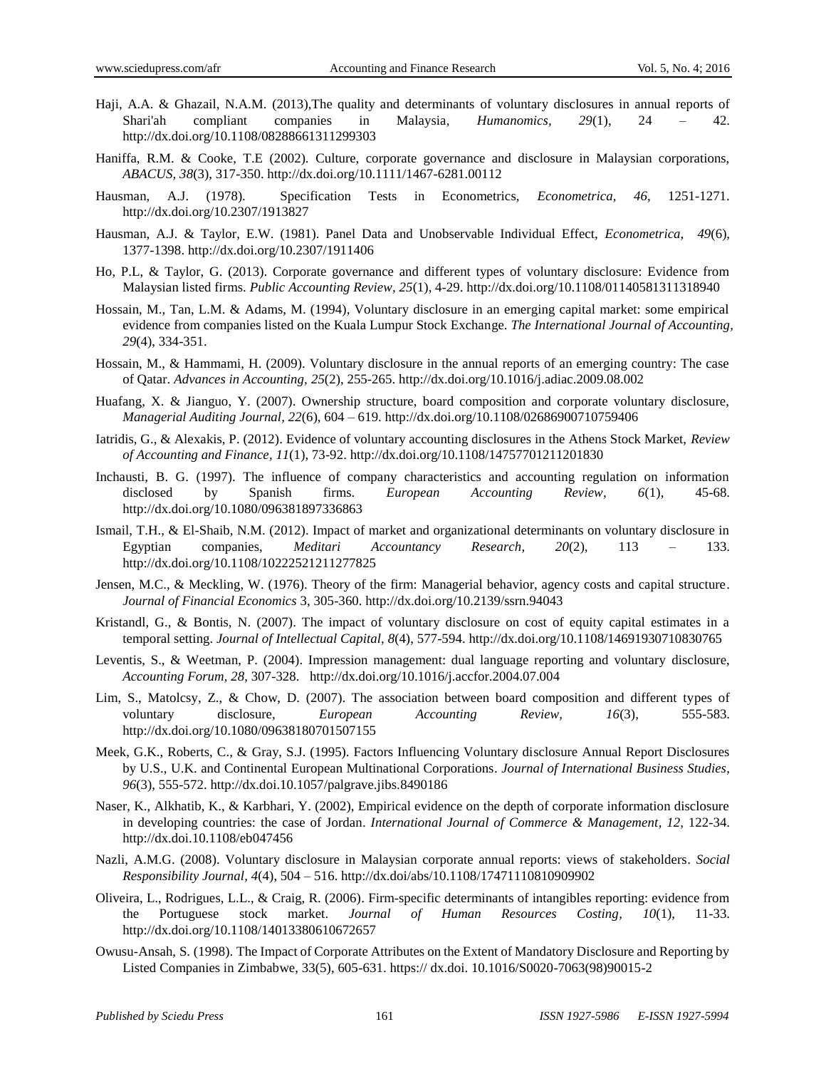Haji, A.A. & Ghazail, N.A.M. (2013),The quality and determinants of voluntary disclosures in annual reports of Shari'ah compliant companies in Malaysia, *Humanomics*, *29*(1), 24 – 42. http://dx.doi.org/10.1108/08288661311299303

Haniffa, R.M. & Cooke, T.E (2002). Culture, corporate governance and disclosure in Malaysian corporations, *ABACUS, 38*(3), 317-350. http://dx.doi.org/10.1111/1467-6281.00112

Hausman, A.J. (1978). Specification Tests in Econometrics, *Econometrica, 46*, 1251-1271. http://dx.doi.org/10.2307/1913827

Hausman, A.J. & Taylor, E.W. (1981). Panel Data and Unobservable Individual Effect, *Econometrica, 49*(6), 1377-1398. http://dx.doi.org/10.2307/1911406

Ho, P.L, & Taylor, G. (2013). Corporate governance and different types of voluntary disclosure: Evidence from Malaysian listed firms. *Public Accounting Review, 25*(1), 4-29. http://dx.doi.org/10.1108/01140581311318940

Hossain, M., Tan, L.M. & Adams, M. (1994), Voluntary disclosure in an emerging capital market: some empirical evidence from companies listed on the Kuala Lumpur Stock Exchange. *The International Journal of Accounting, 29*(4), 334-351.

Hossain, M., & Hammami, H. (2009). Voluntary disclosure in the annual reports of an emerging country: The case of Qatar. *Advances in Accounting, 25*(2), 255-265. http://dx.doi.org/10.1016/j.adiac.2009.08.002

Huafang, X. & Jianguo, Y. (2007). Ownership structure, board composition and corporate voluntary disclosure, *Managerial Auditing Journal, 22*(6), 604 – 619. http://dx.doi.org/10.1108/02686900710759406

Iatridis, G., & Alexakis, P. (2012). Evidence of voluntary accounting disclosures in the Athens Stock Market, *Review of Accounting and Finance, 11*(1), 73-92. http://dx.doi.org/10.1108/14757701211201830

Inchausti, B. G. (1997). The influence of company characteristics and accounting regulation on information disclosed by Spanish firms. *European Accounting Review, 6*(1), 45-68. http://dx.doi.org/10.1080/096381897336863

Ismail, T.H., & El-Shaib, N.M. (2012). Impact of market and organizational determinants on voluntary disclosure in Egyptian companies, *Meditari Accountancy Research, 20*(2), 113 – 133. http://dx.doi.org/10.1108/10222521211277825

Jensen, M.C., & Meckling, W. (1976). Theory of the firm: Managerial behavior, agency costs and capital structure. *Journal of Financial Economics* 3, 305-360. http://dx.doi.org/10.2139/ssrn.94043

Kristandl, G., & Bontis, N. (2007). The impact of voluntary disclosure on cost of equity capital estimates in a temporal setting. *Journal of Intellectual Capital, 8*(4), 577-594. http://dx.doi.org/10.1108/14691930710830765

Leventis, S., & Weetman, P. (2004). Impression management: dual language reporting and voluntary disclosure, *Accounting Forum, 28*, 307-328. http://dx.doi.org/10.1016/j.accfor.2004.07.004

Lim, S., Matolcsy, Z., & Chow, D. (2007). The association between board composition and different types of voluntary disclosure, *European Accounting Review, 16*(3), 555-583. http://dx.doi.org/10.1080/09638180701507155

Meek, G.K., Roberts, C., & Gray, S.J. (1995). Factors Influencing Voluntary disclosure Annual Report Disclosures by U.S., U.K. and Continental European Multinational Corporations. *Journal of International Business Studies, 96*(3), 555-572. http://dx.doi.10.1057/palgrave.jibs.8490186

Naser, K., Alkhatib, K., & Karbhari, Y. (2002), Empirical evidence on the depth of corporate information disclosure in developing countries: the case of Jordan. *International Journal of Commerce & Management, 12*, 122-34. http://dx.doi.10.1108/eb047456

Nazli, A.M.G. (2008). Voluntary disclosure in Malaysian corporate annual reports: views of stakeholders. *Social Responsibility Journal, 4*(4), 504 – 516. http://dx.doi/abs/10.1108/17471110810909902

Oliveira, L., Rodrigues, L.L., & Craig, R. (2006). Firm-specific determinants of intangibles reporting: evidence from the Portuguese stock market. *Journal of Human Resources Costing, 10*(1), 11-33. http://dx.doi.org/10.1108/14013380610672657

Owusu-Ansah, S. (1998). The Impact of Corporate Attributes on the Extent of Mandatory Disclosure and Reporting by Listed Companies in Zimbabwe, 33(5), 605-631. https:// dx.doi. 10.1016/S0020-7063(98)90015-2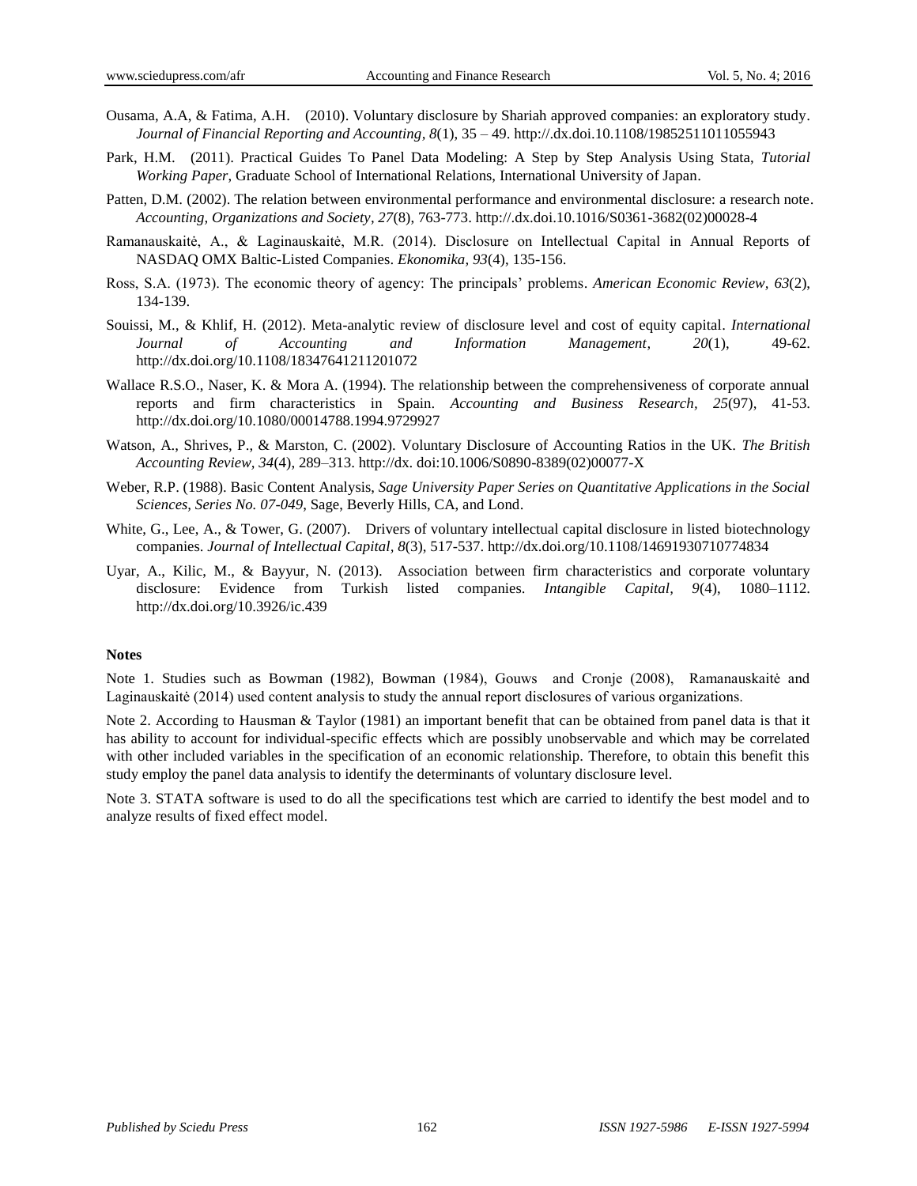Ousama, A.A, & Fatima, A.H. (2010). Voluntary disclosure by Shariah approved companies: an exploratory study. *Journal of Financial Reporting and Accounting, 8*(1), 35 – 49. http://.dx.doi.10.1108/19852511011055943

Park, H.M. (2011). Practical Guides To Panel Data Modeling: A Step by Step Analysis Using Stata, *Tutorial Working Paper*, Graduate School of International Relations, International University of Japan.

Patten, D.M. (2002). The relation between environmental performance and environmental disclosure: a research note. *Accounting, Organizations and Society, 27*(8), 763-773. http://.dx.doi.10.1016/S0361-3682(02)00028-4

Ramanauskaitė, A., & Laginauskaitė, M.R. (2014). Disclosure on Intellectual Capital in Annual Reports of NASDAQ OMX Baltic-Listed Companies. *Ekonomika, 93*(4), 135-156.

Ross, S.A. (1973). The economic theory of agency: The principals' problems. *American Economic Review, 63*(2), 134-139.

Souissi, M., & Khlif, H. (2012). Meta-analytic review of disclosure level and cost of equity capital. *International Journal of Accounting and Information Management, 20*(1), 49-62. http://dx.doi.org/10.1108/18347641211201072

Wallace R.S.O., Naser, K. & Mora A. (1994). The relationship between the comprehensiveness of corporate annual reports and firm characteristics in Spain. *Accounting and Business Research, 25*(97), 41-53. http://dx.doi.org/10.1080/00014788.1994.9729927

Watson, A., Shrives, P., & Marston, C. (2002). Voluntary Disclosure of Accounting Ratios in the UK. *The British Accounting Review, 34*(4), 289–313. http://dx. doi:10.1006/S0890-8389(02)00077-X

Weber, R.P. (1988). Basic Content Analysis, *Sage University Paper Series on Quantitative Applications in the Social Sciences, Series No. 07-049*, Sage, Beverly Hills, CA, and Lond.

White, G., Lee, A., & Tower, G. (2007). Drivers of voluntary intellectual capital disclosure in listed biotechnology companies. *Journal of Intellectual Capital, 8*(3), 517-537. http://dx.doi.org/10.1108/14691930710774834

Uyar, A., Kilic, M., & Bayyur, N. (2013). Association between firm characteristics and corporate voluntary disclosure: Evidence from Turkish listed companies. *Intangible Capital*, *9*(4), 1080–1112. http://dx.doi.org/10.3926/ic.439

**Notes**

Note 1. Studies such as Bowman (1982), Bowman (1984), Gouws and Cronje (2008), Ramanauskaitė and Laginauskaitė (2014) used content analysis to study the annual report disclosures of various organizations.

Note 2. According to Hausman & Taylor (1981) an important benefit that can be obtained from panel data is that it has ability to account for individual-specific effects which are possibly unobservable and which may be correlated with other included variables in the specification of an economic relationship. Therefore, to obtain this benefit this study employ the panel data analysis to identify the determinants of voluntary disclosure level.

Note 3. STATA software is used to do all the specifications test which are carried to identify the best model and to analyze results of fixed effect model.